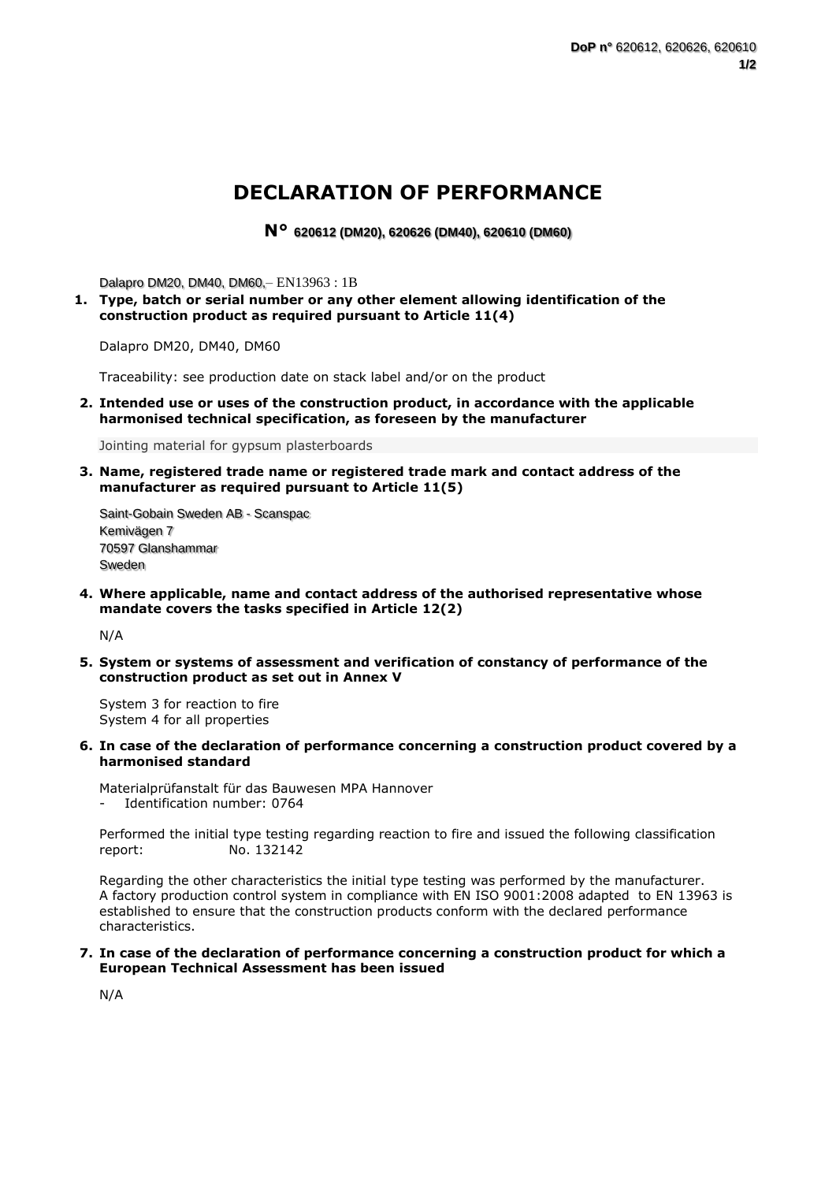# DECLARATION OF PERFORMANCE

## N° 620612 (DM20), 620626 (DM40), 620610 (DM60)

Dalapro DM20, DM40, DM60,– EN13963 : 1B

1. **Type, batch or serial number or any other element allowing identification of the construction product as required pursuant to Article 11(4)**

   Dalapro DM20, DM40, DM60

   Traceability: see production date on stack label and/or on the product

2. **Intended use or uses of the construction product, in accordance with the applicable harmonised technical specification, as foreseen by the manufacturer**

   Jointing material for gypsum plasterboards

3. **Name, registered trade name or registered trade mark and contact address of the manufacturer as required pursuant to Article 11(5)**

   Saint-Gobain Sweden AB - Scanspac
   Kemivägen 7
   70597 Glanshammar
   Sweden

4. **Where applicable, name and contact address of the authorised representative whose mandate covers the tasks specified in Article 12(2)**

   N/A

5. **System or systems of assessment and verification of constancy of performance of the construction product as set out in Annex V**

   System 3 for reaction to fire
   System 4 for all properties

6. **In case of the declaration of performance concerning a construction product covered by a harmonised standard**

   Materialprüfanstalt für das Bauwesen MPA Hannover
   - Identification number: 0764

   Performed the initial type testing regarding reaction to fire and issued the following classification report: No. 132142

   Regarding the other characteristics the initial type testing was performed by the manufacturer. A factory production control system in compliance with EN ISO 9001:2008 adapted to EN 13963 is established to ensure that the construction products conform with the declared performance characteristics.

7. **In case of the declaration of performance concerning a construction product for which a European Technical Assessment has been issued**

   N/A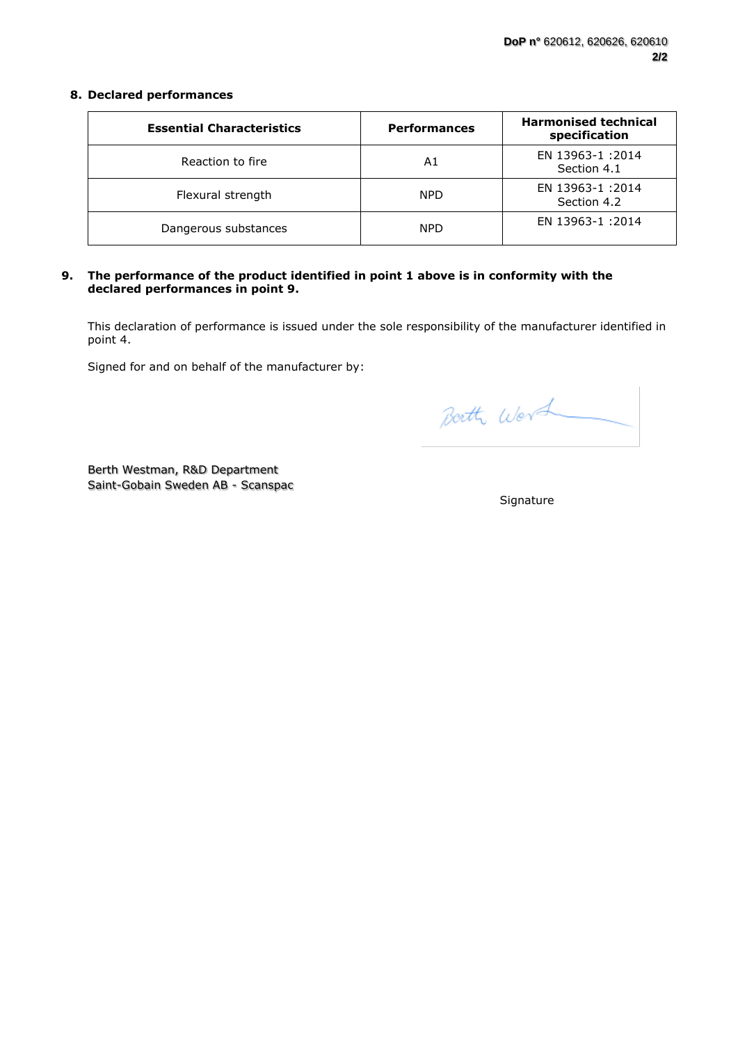## 8. Declared performances

| Essential Characteristics | Performances | Harmonised technical specification |
|---|---|---|
| Reaction to fire | A1 | EN 13963-1 :2014 Section 4.1 |
| Flexural strength | NPD | EN 13963-1 :2014 Section 4.2 |
| Dangerous substances | NPD | EN 13963-1 :2014 |

## 9. The performance of the product identified in point 1 above is in conformity with the declared performances in point 9.

This declaration of performance is issued under the sole responsibility of the manufacturer identified in point 4.

Signed for and on behalf of the manufacturer by:

Berth Westman, R&D Department
Saint-Gobain Sweden AB - Scanspac

Signature